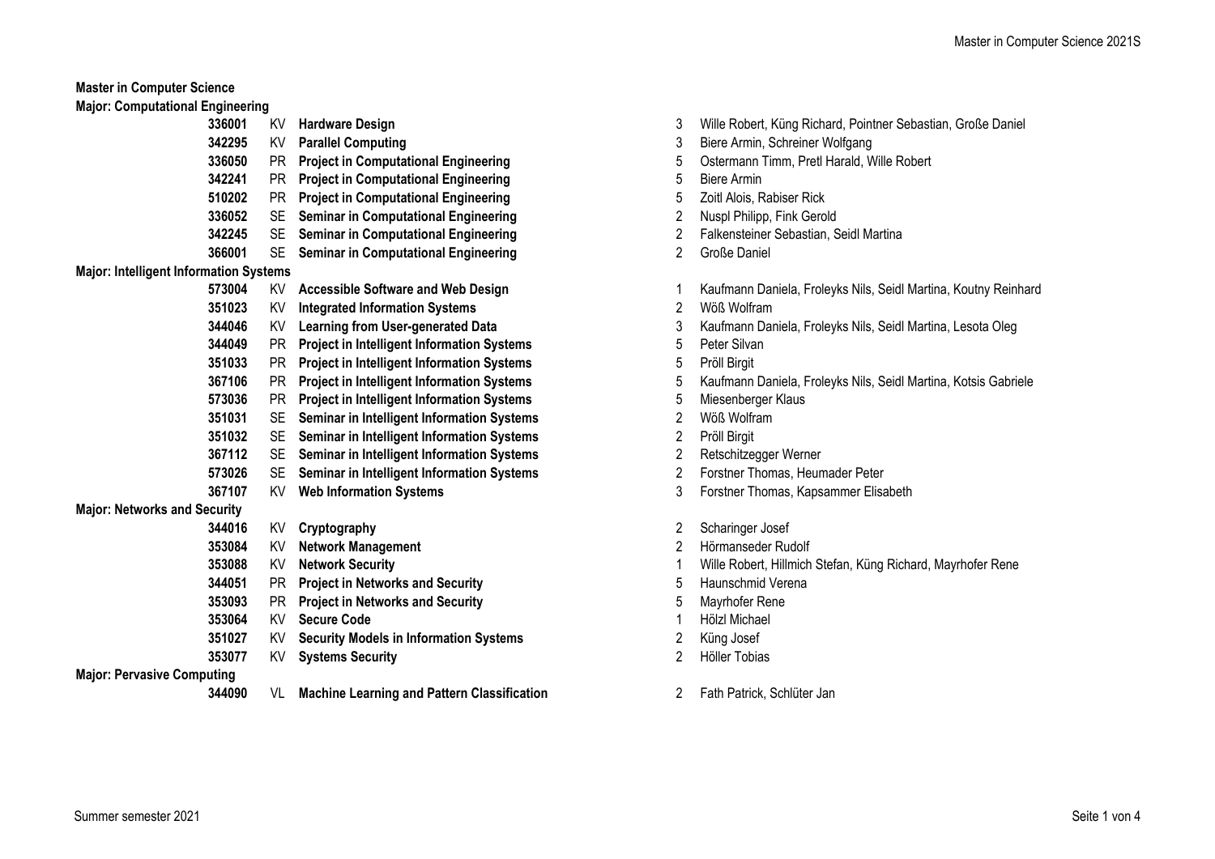**Master in Computer Science**

**Major: Computational Engineering**

| | | | | |
|---|---|---|---|---|
| **336001** | KV | **Hardware Design** | 3 | Wille Robert, Küng Richard, Pointner Sebastian, Große Daniel |
| **342295** | KV | **Parallel Computing** | 3 | Biere Armin, Schreiner Wolfgang |
| **336050** | PR | **Project in Computational Engineering** | 5 | Ostermann Timm, Pretl Harald, Wille Robert |
| **342241** | PR | **Project in Computational Engineering** | 5 | Biere Armin |
| **510202** | PR | **Project in Computational Engineering** | 5 | Zoitl Alois, Rabiser Rick |
| **336052** | SE | **Seminar in Computational Engineering** | 2 | Nuspl Philipp, Fink Gerold |
| **342245** | SE | **Seminar in Computational Engineering** | 2 | Falkensteiner Sebastian, Seidl Martina |
| **366001** | SE | **Seminar in Computational Engineering** | 2 | Große Daniel |

**Major: Intelligent Information Systems**

| | | | | |
|---|---|---|---|---|
| **573004** | KV | **Accessible Software and Web Design** | 1 | Kaufmann Daniela, Froleyks Nils, Seidl Martina, Koutny Reinhard |
| **351023** | KV | **Integrated Information Systems** | 2 | Wöß Wolfram |
| **344046** | KV | **Learning from User-generated Data** | 3 | Kaufmann Daniela, Froleyks Nils, Seidl Martina, Lesota Oleg |
| **344049** | PR | **Project in Intelligent Information Systems** | 5 | Peter Silvan |
| **351033** | PR | **Project in Intelligent Information Systems** | 5 | Pröll Birgit |
| **367106** | PR | **Project in Intelligent Information Systems** | 5 | Kaufmann Daniela, Froleyks Nils, Seidl Martina, Kotsis Gabriele |
| **573036** | PR | **Project in Intelligent Information Systems** | 5 | Miesenberger Klaus |
| **351031** | SE | **Seminar in Intelligent Information Systems** | 2 | Wöß Wolfram |
| **351032** | SE | **Seminar in Intelligent Information Systems** | 2 | Pröll Birgit |
| **367112** | SE | **Seminar in Intelligent Information Systems** | 2 | Retschitzegger Werner |
| **573026** | SE | **Seminar in Intelligent Information Systems** | 2 | Forstner Thomas, Heumader Peter |
| **367107** | KV | **Web Information Systems** | 3 | Forstner Thomas, Kapsammer Elisabeth |

**Major: Networks and Security**

| | | | | |
|---|---|---|---|---|
| **344016** | KV | **Cryptography** | 2 | Scharinger Josef |
| **353084** | KV | **Network Management** | 2 | Hörmanseder Rudolf |
| **353088** | KV | **Network Security** | 1 | Wille Robert, Hillmich Stefan, Küng Richard, Mayrhofer Rene |
| **344051** | PR | **Project in Networks and Security** | 5 | Haunschmid Verena |
| **353093** | PR | **Project in Networks and Security** | 5 | Mayrhofer Rene |
| **353064** | KV | **Secure Code** | 1 | Hölzl Michael |
| **351027** | KV | **Security Models in Information Systems** | 2 | Küng Josef |
| **353077** | KV | **Systems Security** | 2 | Höller Tobias |

**Major: Pervasive Computing**

| | | | | |
|---|---|---|---|---|
| **344090** | VL | **Machine Learning and Pattern Classification** | 2 | Fath Patrick, Schlüter Jan |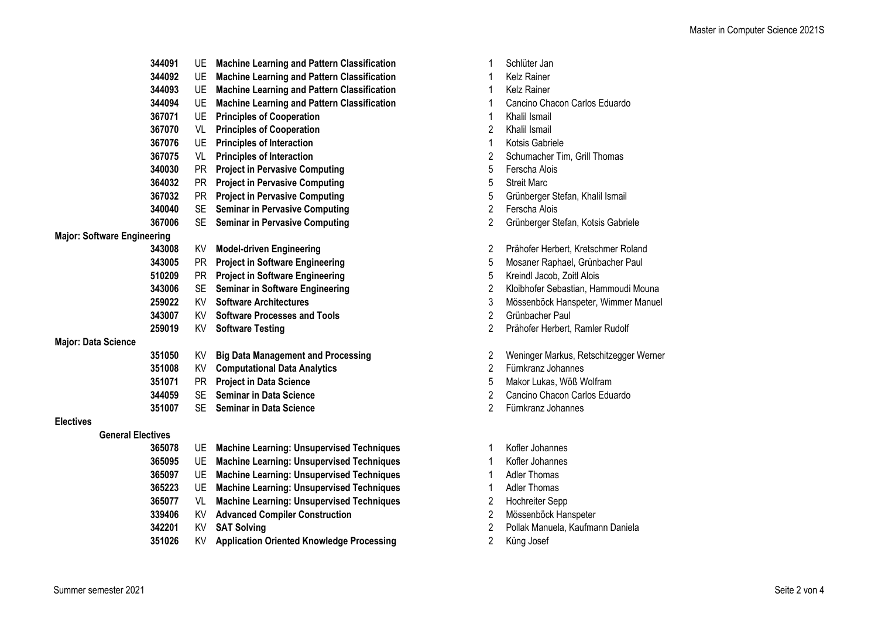| Code | Type | Course | Hours | Lecturer |
|---|---|---|---|---|
| 344091 | UE | **Machine Learning and Pattern Classification** | 1 | Schlüter Jan |
| 344092 | UE | **Machine Learning and Pattern Classification** | 1 | Kelz Rainer |
| 344093 | UE | **Machine Learning and Pattern Classification** | 1 | Kelz Rainer |
| 344094 | UE | **Machine Learning and Pattern Classification** | 1 | Cancino Chacon Carlos Eduardo |
| 367071 | UE | **Principles of Cooperation** | 1 | Khalil Ismail |
| 367070 | VL | **Principles of Cooperation** | 2 | Khalil Ismail |
| 367076 | UE | **Principles of Interaction** | 1 | Kotsis Gabriele |
| 367075 | VL | **Principles of Interaction** | 2 | Schumacher Tim, Grill Thomas |
| 340030 | PR | **Project in Pervasive Computing** | 5 | Ferscha Alois |
| 364032 | PR | **Project in Pervasive Computing** | 5 | Streit Marc |
| 367032 | PR | **Project in Pervasive Computing** | 5 | Grünberger Stefan, Khalil Ismail |
| 340040 | SE | **Seminar in Pervasive Computing** | 2 | Ferscha Alois |
| 367006 | SE | **Seminar in Pervasive Computing** | 2 | Grünberger Stefan, Kotsis Gabriele |

**Major: Software Engineering**

| Code | Type | Course | Hours | Lecturer |
|---|---|---|---|---|
| 343008 | KV | **Model-driven Engineering** | 2 | Prähofer Herbert, Kretschmer Roland |
| 343005 | PR | **Project in Software Engineering** | 5 | Mosaner Raphael, Grünbacher Paul |
| 510209 | PR | **Project in Software Engineering** | 5 | Kreindl Jacob, Zoitl Alois |
| 343006 | SE | **Seminar in Software Engineering** | 2 | Kloibhofer Sebastian, Hammoudi Mouna |
| 259022 | KV | **Software Architectures** | 3 | Mössenböck Hanspeter, Wimmer Manuel |
| 343007 | KV | **Software Processes and Tools** | 2 | Grünbacher Paul |
| 259019 | KV | **Software Testing** | 2 | Prähofer Herbert, Ramler Rudolf |

**Major: Data Science**

| Code | Type | Course | Hours | Lecturer |
|---|---|---|---|---|
| 351050 | KV | **Big Data Management and Processing** | 2 | Weninger Markus, Retschitzegger Werner |
| 351008 | KV | **Computational Data Analytics** | 2 | Fürnkranz Johannes |
| 351071 | PR | **Project in Data Science** | 5 | Makor Lukas, Wöß Wolfram |
| 344059 | SE | **Seminar in Data Science** | 2 | Cancino Chacon Carlos Eduardo |
| 351007 | SE | **Seminar in Data Science** | 2 | Fürnkranz Johannes |

**Electives**

**General Electives**

| Code | Type | Course | Hours | Lecturer |
|---|---|---|---|---|
| 365078 | UE | **Machine Learning: Unsupervised Techniques** | 1 | Kofler Johannes |
| 365095 | UE | **Machine Learning: Unsupervised Techniques** | 1 | Kofler Johannes |
| 365097 | UE | **Machine Learning: Unsupervised Techniques** | 1 | Adler Thomas |
| 365223 | UE | **Machine Learning: Unsupervised Techniques** | 1 | Adler Thomas |
| 365077 | VL | **Machine Learning: Unsupervised Techniques** | 2 | Hochreiter Sepp |
| 339406 | KV | **Advanced Compiler Construction** | 2 | Mössenböck Hanspeter |
| 342201 | KV | **SAT Solving** | 2 | Pollak Manuela, Kaufmann Daniela |
| 351026 | KV | **Application Oriented Knowledge Processing** | 2 | Küng Josef |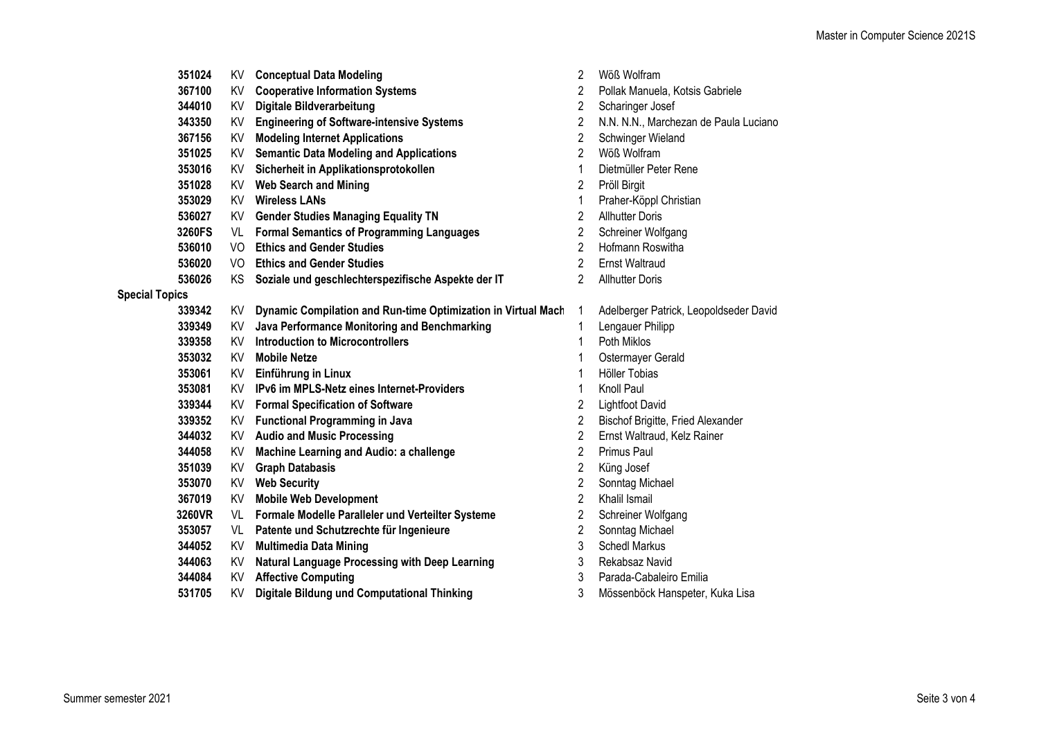| | | | | |
|---|---|---|---|---|
| 351024 | KV | **Conceptual Data Modeling** | 2 | Wöß Wolfram |
| 367100 | KV | **Cooperative Information Systems** | 2 | Pollak Manuela, Kotsis Gabriele |
| 344010 | KV | **Digitale Bildverarbeitung** | 2 | Scharinger Josef |
| 343350 | KV | **Engineering of Software-intensive Systems** | 2 | N.N. N.N., Marchezan de Paula Luciano |
| 367156 | KV | **Modeling Internet Applications** | 2 | Schwinger Wieland |
| 351025 | KV | **Semantic Data Modeling and Applications** | 2 | Wöß Wolfram |
| 353016 | KV | **Sicherheit in Applikationsprotokollen** | 1 | Dietmüller Peter Rene |
| 351028 | KV | **Web Search and Mining** | 2 | Pröll Birgit |
| 353029 | KV | **Wireless LANs** | 1 | Praher-Köppl Christian |
| 536027 | KV | **Gender Studies Managing Equality TN** | 2 | Allhutter Doris |
| 3260FS | VL | **Formal Semantics of Programming Languages** | 2 | Schreiner Wolfgang |
| 536010 | VO | **Ethics and Gender Studies** | 2 | Hofmann Roswitha |
| 536020 | VO | **Ethics and Gender Studies** | 2 | Ernst Waltraud |
| 536026 | KS | **Soziale und geschlechterspezifische Aspekte der IT** | 2 | Allhutter Doris |
| **Special Topics** | | | | |
| 339342 | KV | **Dynamic Compilation and Run-time Optimization in Virtual Mach** | 1 | Adelberger Patrick, Leopoldseder David |
| 339349 | KV | **Java Performance Monitoring and Benchmarking** | 1 | Lengauer Philipp |
| 339358 | KV | **Introduction to Microcontrollers** | 1 | Poth Miklos |
| 353032 | KV | **Mobile Netze** | 1 | Ostermayer Gerald |
| 353061 | KV | **Einführung in Linux** | 1 | Höller Tobias |
| 353081 | KV | **IPv6 im MPLS-Netz eines Internet-Providers** | 1 | Knoll Paul |
| 339344 | KV | **Formal Specification of Software** | 2 | Lightfoot David |
| 339352 | KV | **Functional Programming in Java** | 2 | Bischof Brigitte, Fried Alexander |
| 344032 | KV | **Audio and Music Processing** | 2 | Ernst Waltraud, Kelz Rainer |
| 344058 | KV | **Machine Learning and Audio: a challenge** | 2 | Primus Paul |
| 351039 | KV | **Graph Databasis** | 2 | Küng Josef |
| 353070 | KV | **Web Security** | 2 | Sonntag Michael |
| 367019 | KV | **Mobile Web Development** | 2 | Khalil Ismail |
| 3260VR | VL | **Formale Modelle Paralleler und Verteilter Systeme** | 2 | Schreiner Wolfgang |
| 353057 | VL | **Patente und Schutzrechte für Ingenieure** | 2 | Sonntag Michael |
| 344052 | KV | **Multimedia Data Mining** | 3 | Schedl Markus |
| 344063 | KV | **Natural Language Processing with Deep Learning** | 3 | Rekabsaz Navid |
| 344084 | KV | **Affective Computing** | 3 | Parada-Cabaleiro Emilia |
| 531705 | KV | **Digitale Bildung und Computational Thinking** | 3 | Mössenböck Hanspeter, Kuka Lisa |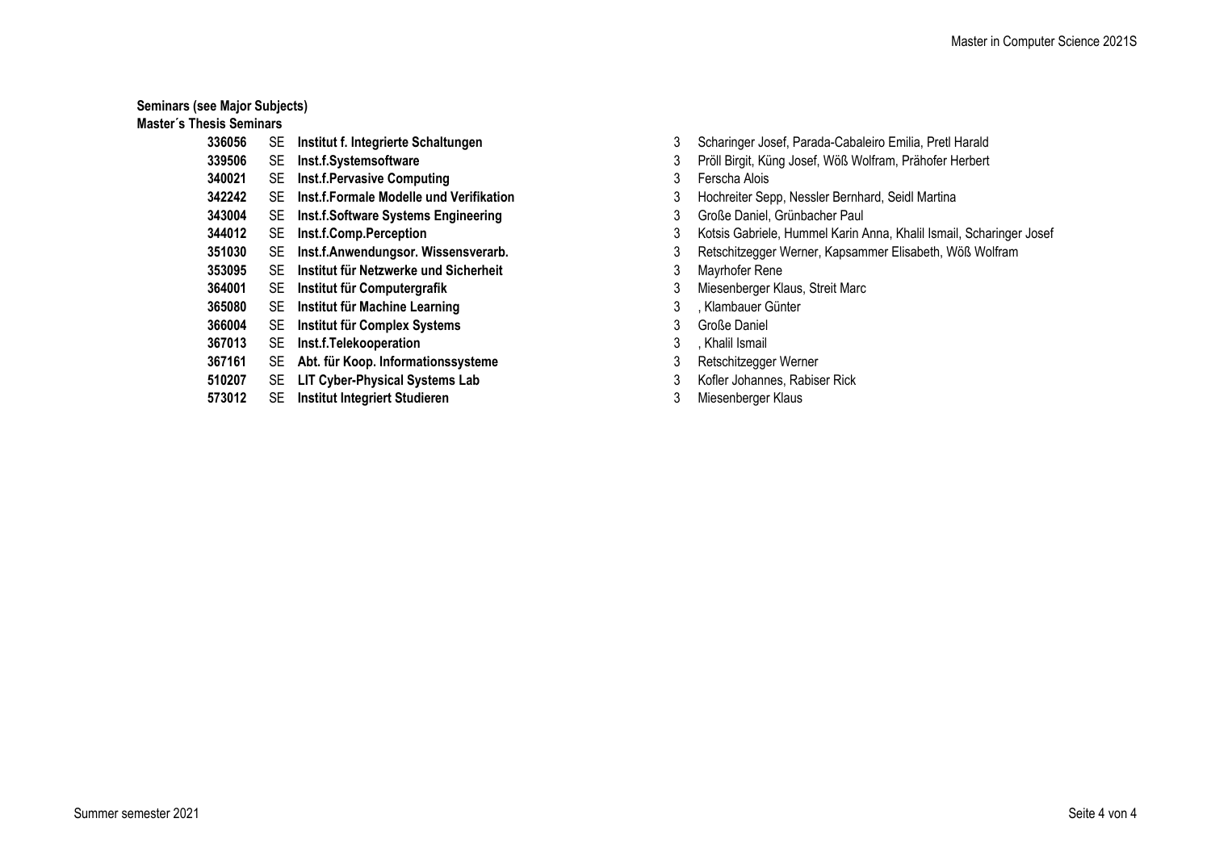**Seminars (see Major Subjects)**

**Master´s Thesis Seminars**

| | | | | |
|---|---|---|---|---|
| **336056** | SE | **Institut f. Integrierte Schaltungen** | 3 | Scharinger Josef, Parada-Cabaleiro Emilia, Pretl Harald |
| **339506** | SE | **Inst.f.Systemsoftware** | 3 | Pröll Birgit, Küng Josef, Wöß Wolfram, Prähofer Herbert |
| **340021** | SE | **Inst.f.Pervasive Computing** | 3 | Ferscha Alois |
| **342242** | SE | **Inst.f.Formale Modelle und Verifikation** | 3 | Hochreiter Sepp, Nessler Bernhard, Seidl Martina |
| **343004** | SE | **Inst.f.Software Systems Engineering** | 3 | Große Daniel, Grünbacher Paul |
| **344012** | SE | **Inst.f.Comp.Perception** | 3 | Kotsis Gabriele, Hummel Karin Anna, Khalil Ismail, Scharinger Josef |
| **351030** | SE | **Inst.f.Anwendungsor. Wissensverarb.** | 3 | Retschitzegger Werner, Kapsammer Elisabeth, Wöß Wolfram |
| **353095** | SE | **Institut für Netzwerke und Sicherheit** | 3 | Mayrhofer Rene |
| **364001** | SE | **Institut für Computergrafik** | 3 | Miesenberger Klaus, Streit Marc |
| **365080** | SE | **Institut für Machine Learning** | 3 | , Klambauer Günter |
| **366004** | SE | **Institut für Complex Systems** | 3 | Große Daniel |
| **367013** | SE | **Inst.f.Telekooperation** | 3 | , Khalil Ismail |
| **367161** | SE | **Abt. für Koop. Informationssysteme** | 3 | Retschitzegger Werner |
| **510207** | SE | **LIT Cyber-Physical Systems Lab** | 3 | Kofler Johannes, Rabiser Rick |
| **573012** | SE | **Institut Integriert Studieren** | 3 | Miesenberger Klaus |